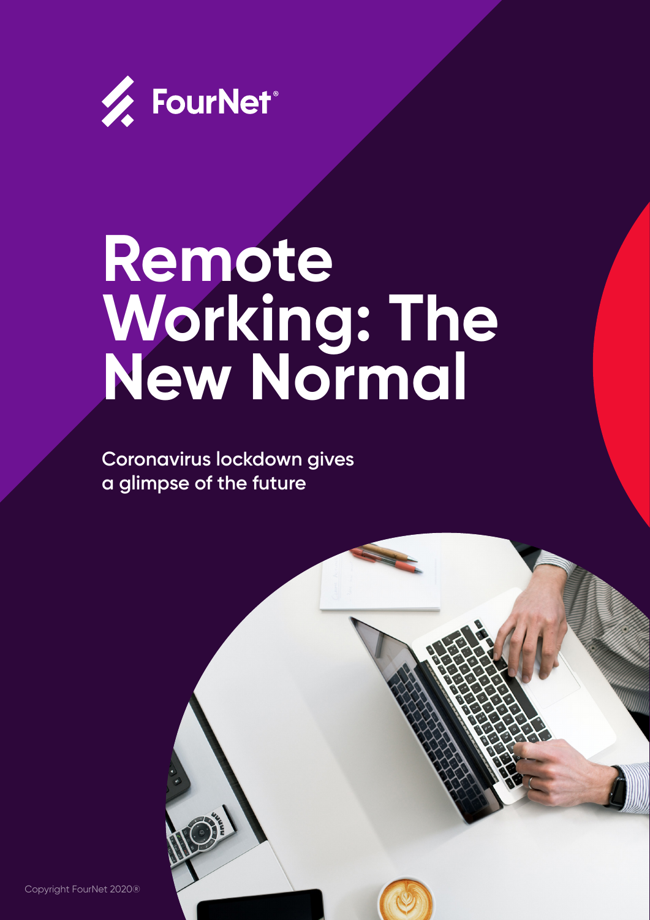FourNet®

# Remote Working: The New Normal

Coronavirus lockdown gives a glimpse of the future

Copyright FourNet 2020®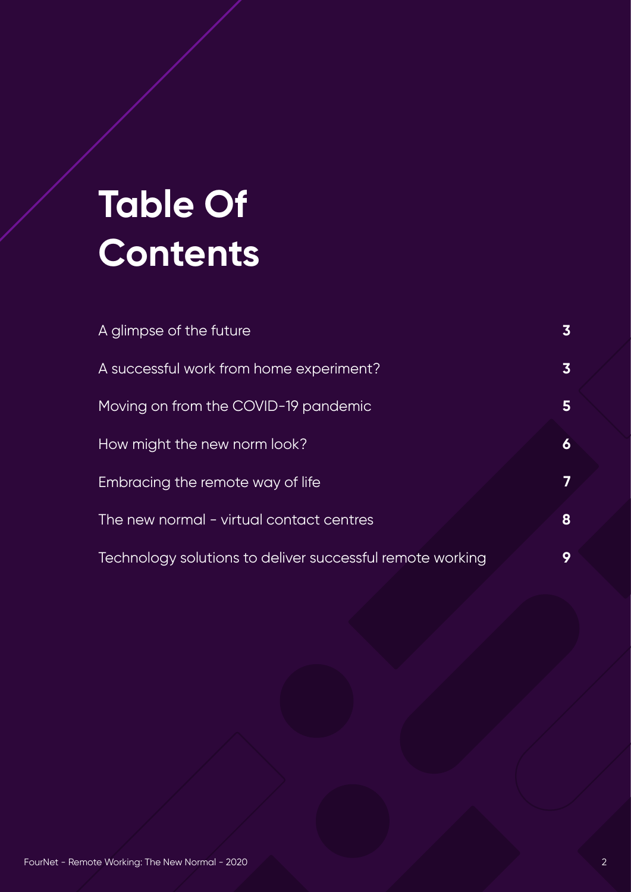# Table Of Contents

| | |
|---|---|
| A glimpse of the future | **3** |
| A successful work from home experiment? | **3** |
| Moving on from the COVID-19 pandemic | **5** |
| How might the new norm look? | **6** |
| Embracing the remote way of life | **7** |
| The new normal - virtual contact centres | **8** |
| Technology solutions to deliver successful remote working | **9** |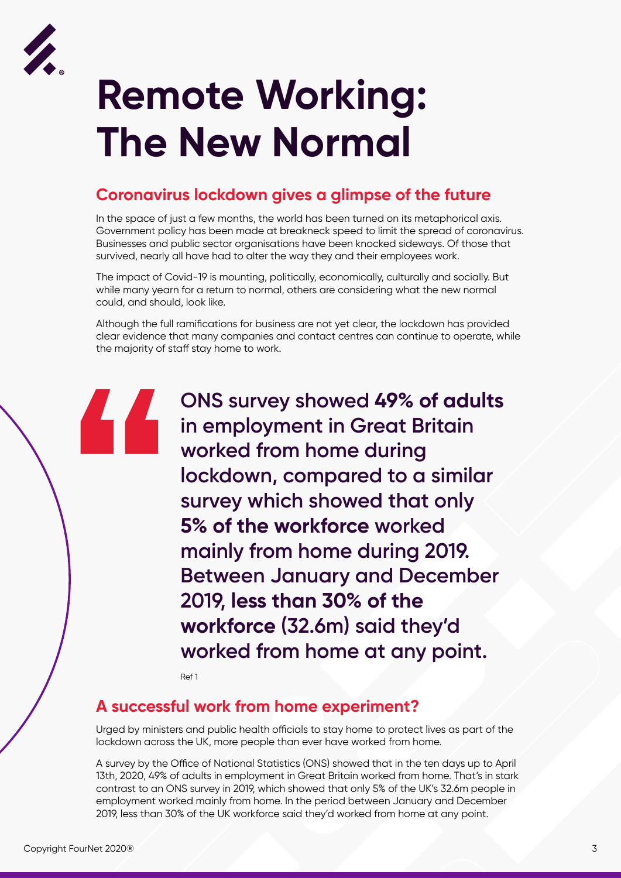# Remote Working: The New Normal

## Coronavirus lockdown gives a glimpse of the future

In the space of just a few months, the world has been turned on its metaphorical axis. Government policy has been made at breakneck speed to limit the spread of coronavirus. Businesses and public sector organisations have been knocked sideways. Of those that survived, nearly all have had to alter the way they and their employees work.

The impact of Covid-19 is mounting, politically, economically, culturally and socially. But while many yearn for a return to normal, others are considering what the new normal could, and should, look like.

Although the full ramifications for business are not yet clear, the lockdown has provided clear evidence that many companies and contact centres can continue to operate, while the majority of staff stay home to work.

> ONS survey showed **49% of adults** in employment in Great Britain worked from home during lockdown, compared to a similar survey which showed that only **5% of the workforce** worked mainly from home during 2019. Between January and December 2019, **less than 30% of the workforce** (32.6m) said they'd worked from home at any point.

Ref 1

## A successful work from home experiment?

Urged by ministers and public health officials to stay home to protect lives as part of the lockdown across the UK, more people than ever have worked from home.

A survey by the Office of National Statistics (ONS) showed that in the ten days up to April 13th, 2020, 49% of adults in employment in Great Britain worked from home. That's in stark contrast to an ONS survey in 2019, which showed that only 5% of the UK's 32.6m people in employment worked mainly from home. In the period between January and December 2019, less than 30% of the UK workforce said they'd worked from home at any point.

Copyright FourNet 2020®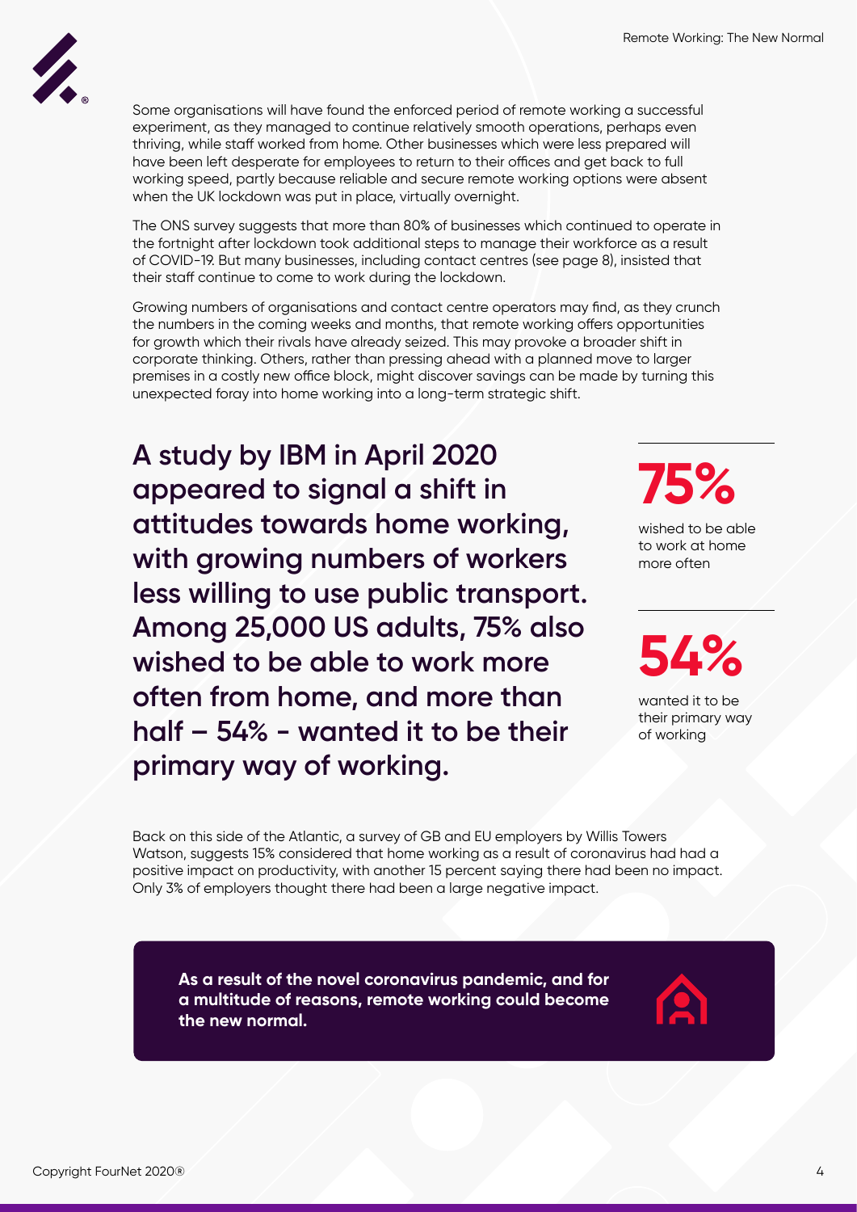Some organisations will have found the enforced period of remote working a successful experiment, as they managed to continue relatively smooth operations, perhaps even thriving, while staff worked from home. Other businesses which were less prepared will have been left desperate for employees to return to their offices and get back to full working speed, partly because reliable and secure remote working options were absent when the UK lockdown was put in place, virtually overnight.

The ONS survey suggests that more than 80% of businesses which continued to operate in the fortnight after lockdown took additional steps to manage their workforce as a result of COVID-19. But many businesses, including contact centres (see page 8), insisted that their staff continue to come to work during the lockdown.

Growing numbers of organisations and contact centre operators may find, as they crunch the numbers in the coming weeks and months, that remote working offers opportunities for growth which their rivals have already seized. This may provoke a broader shift in corporate thinking. Others, rather than pressing ahead with a planned move to larger premises in a costly new office block, might discover savings can be made by turning this unexpected foray into home working into a long-term strategic shift.

**A study by IBM in April 2020 appeared to signal a shift in attitudes towards home working, with growing numbers of workers less willing to use public transport. Among 25,000 US adults, 75% also wished to be able to work more often from home, and more than half – 54% - wanted it to be their primary way of working.**

**75%**

wished to be able to work at home more often

**54%**

wanted it to be their primary way of working

Back on this side of the Atlantic, a survey of GB and EU employers by Willis Towers Watson, suggests 15% considered that home working as a result of coronavirus had had a positive impact on productivity, with another 15 percent saying there had been no impact. Only 3% of employers thought there had been a large negative impact.

**As a result of the novel coronavirus pandemic, and for a multitude of reasons, remote working could become the new normal.**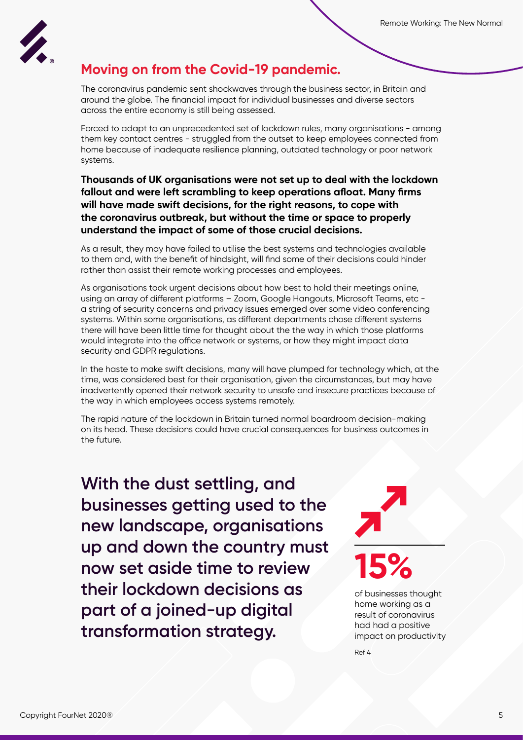## Moving on from the Covid-19 pandemic.

The coronavirus pandemic sent shockwaves through the business sector, in Britain and around the globe. The financial impact for individual businesses and diverse sectors across the entire economy is still being assessed.

Forced to adapt to an unprecedented set of lockdown rules, many organisations - among them key contact centres - struggled from the outset to keep employees connected from home because of inadequate resilience planning, outdated technology or poor network systems.

**Thousands of UK organisations were not set up to deal with the lockdown fallout and were left scrambling to keep operations afloat. Many firms will have made swift decisions, for the right reasons, to cope with the coronavirus outbreak, but without the time or space to properly understand the impact of some of those crucial decisions.**

As a result, they may have failed to utilise the best systems and technologies available to them and, with the benefit of hindsight, will find some of their decisions could hinder rather than assist their remote working processes and employees.

As organisations took urgent decisions about how best to hold their meetings online, using an array of different platforms – Zoom, Google Hangouts, Microsoft Teams, etc - a string of security concerns and privacy issues emerged over some video conferencing systems. Within some organisations, as different departments chose different systems there will have been little time for thought about the the way in which those platforms would integrate into the office network or systems, or how they might impact data security and GDPR regulations.

In the haste to make swift decisions, many will have plumped for technology which, at the time, was considered best for their organisation, given the circumstances, but may have inadvertently opened their network security to unsafe and insecure practices because of the way in which employees access systems remotely.

The rapid nature of the lockdown in Britain turned normal boardroom decision-making on its head. These decisions could have crucial consequences for business outcomes in the future.

**With the dust settling, and businesses getting used to the new landscape, organisations up and down the country must now set aside time to review their lockdown decisions as part of a joined-up digital transformation strategy.**

**15%**

of businesses thought home working as a result of coronavirus had had a positive impact on productivity

Ref 4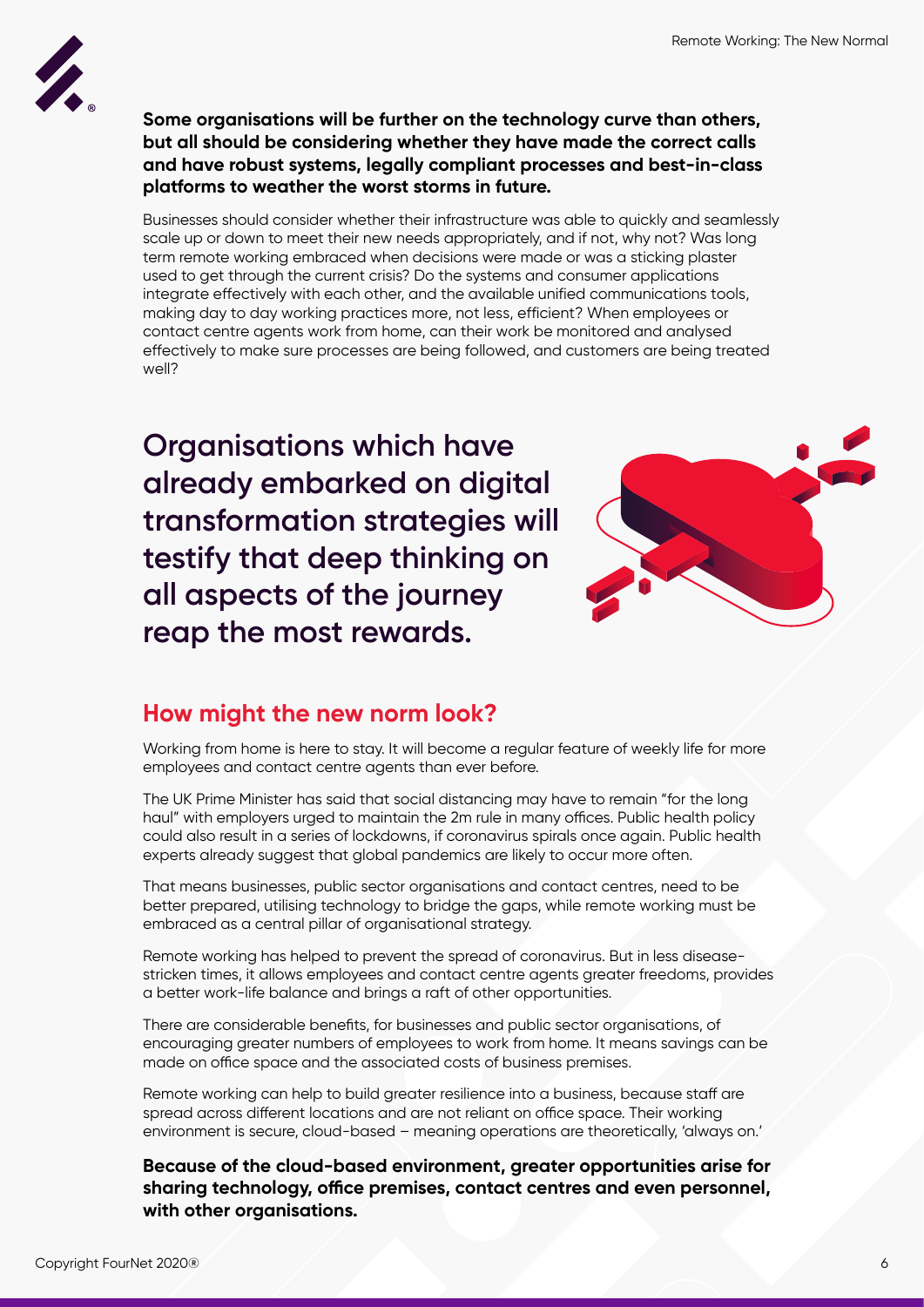**Some organisations will be further on the technology curve than others, but all should be considering whether they have made the correct calls and have robust systems, legally compliant processes and best-in-class platforms to weather the worst storms in future.**

Businesses should consider whether their infrastructure was able to quickly and seamlessly scale up or down to meet their new needs appropriately, and if not, why not? Was long term remote working embraced when decisions were made or was a sticking plaster used to get through the current crisis? Do the systems and consumer applications integrate effectively with each other, and the available unified communications tools, making day to day working practices more, not less, efficient? When employees or contact centre agents work from home, can their work be monitored and analysed effectively to make sure processes are being followed, and customers are being treated well?

**Organisations which have already embarked on digital transformation strategies will testify that deep thinking on all aspects of the journey reap the most rewards.**

## How might the new norm look?

Working from home is here to stay. It will become a regular feature of weekly life for more employees and contact centre agents than ever before.

The UK Prime Minister has said that social distancing may have to remain "for the long haul" with employers urged to maintain the 2m rule in many offices. Public health policy could also result in a series of lockdowns, if coronavirus spirals once again. Public health experts already suggest that global pandemics are likely to occur more often.

That means businesses, public sector organisations and contact centres, need to be better prepared, utilising technology to bridge the gaps, while remote working must be embraced as a central pillar of organisational strategy.

Remote working has helped to prevent the spread of coronavirus. But in less disease-stricken times, it allows employees and contact centre agents greater freedoms, provides a better work-life balance and brings a raft of other opportunities.

There are considerable benefits, for businesses and public sector organisations, of encouraging greater numbers of employees to work from home. It means savings can be made on office space and the associated costs of business premises.

Remote working can help to build greater resilience into a business, because staff are spread across different locations and are not reliant on office space. Their working environment is secure, cloud-based – meaning operations are theoretically, 'always on.'

**Because of the cloud-based environment, greater opportunities arise for sharing technology, office premises, contact centres and even personnel, with other organisations.**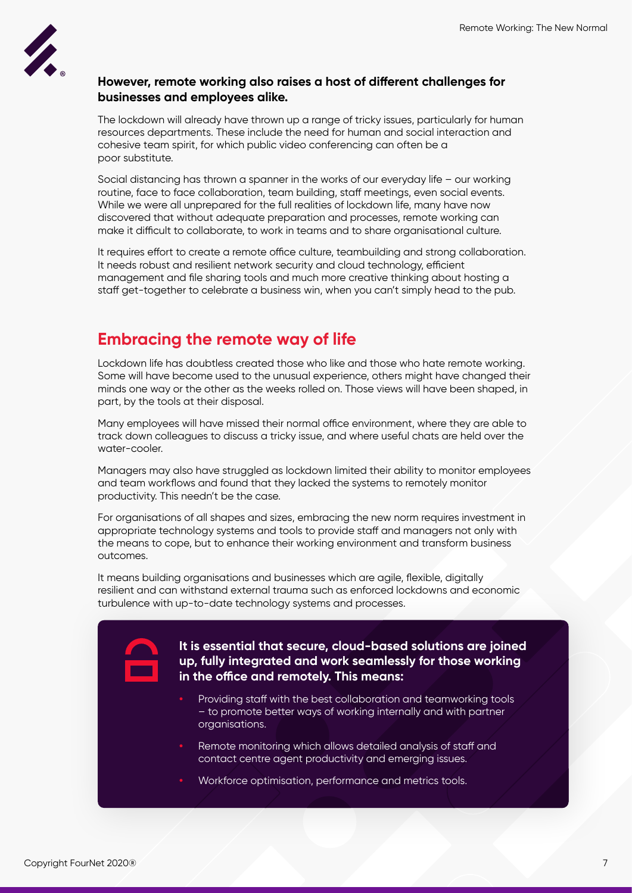**However, remote working also raises a host of different challenges for businesses and employees alike.**

The lockdown will already have thrown up a range of tricky issues, particularly for human resources departments. These include the need for human and social interaction and cohesive team spirit, for which public video conferencing can often be a poor substitute.

Social distancing has thrown a spanner in the works of our everyday life – our working routine, face to face collaboration, team building, staff meetings, even social events. While we were all unprepared for the full realities of lockdown life, many have now discovered that without adequate preparation and processes, remote working can make it difficult to collaborate, to work in teams and to share organisational culture.

It requires effort to create a remote office culture, teambuilding and strong collaboration. It needs robust and resilient network security and cloud technology, efficient management and file sharing tools and much more creative thinking about hosting a staff get-together to celebrate a business win, when you can't simply head to the pub.

## Embracing the remote way of life

Lockdown life has doubtless created those who like and those who hate remote working. Some will have become used to the unusual experience, others might have changed their minds one way or the other as the weeks rolled on. Those views will have been shaped, in part, by the tools at their disposal.

Many employees will have missed their normal office environment, where they are able to track down colleagues to discuss a tricky issue, and where useful chats are held over the water-cooler.

Managers may also have struggled as lockdown limited their ability to monitor employees and team workflows and found that they lacked the systems to remotely monitor productivity. This needn't be the case.

For organisations of all shapes and sizes, embracing the new norm requires investment in appropriate technology systems and tools to provide staff and managers not only with the means to cope, but to enhance their working environment and transform business outcomes.

It means building organisations and businesses which are agile, flexible, digitally resilient and can withstand external trauma such as enforced lockdowns and economic turbulence with up-to-date technology systems and processes.

**It is essential that secure, cloud-based solutions are joined up, fully integrated and work seamlessly for those working in the office and remotely. This means:**

- Providing staff with the best collaboration and teamworking tools – to promote better ways of working internally and with partner organisations.
- Remote monitoring which allows detailed analysis of staff and contact centre agent productivity and emerging issues.
- Workforce optimisation, performance and metrics tools.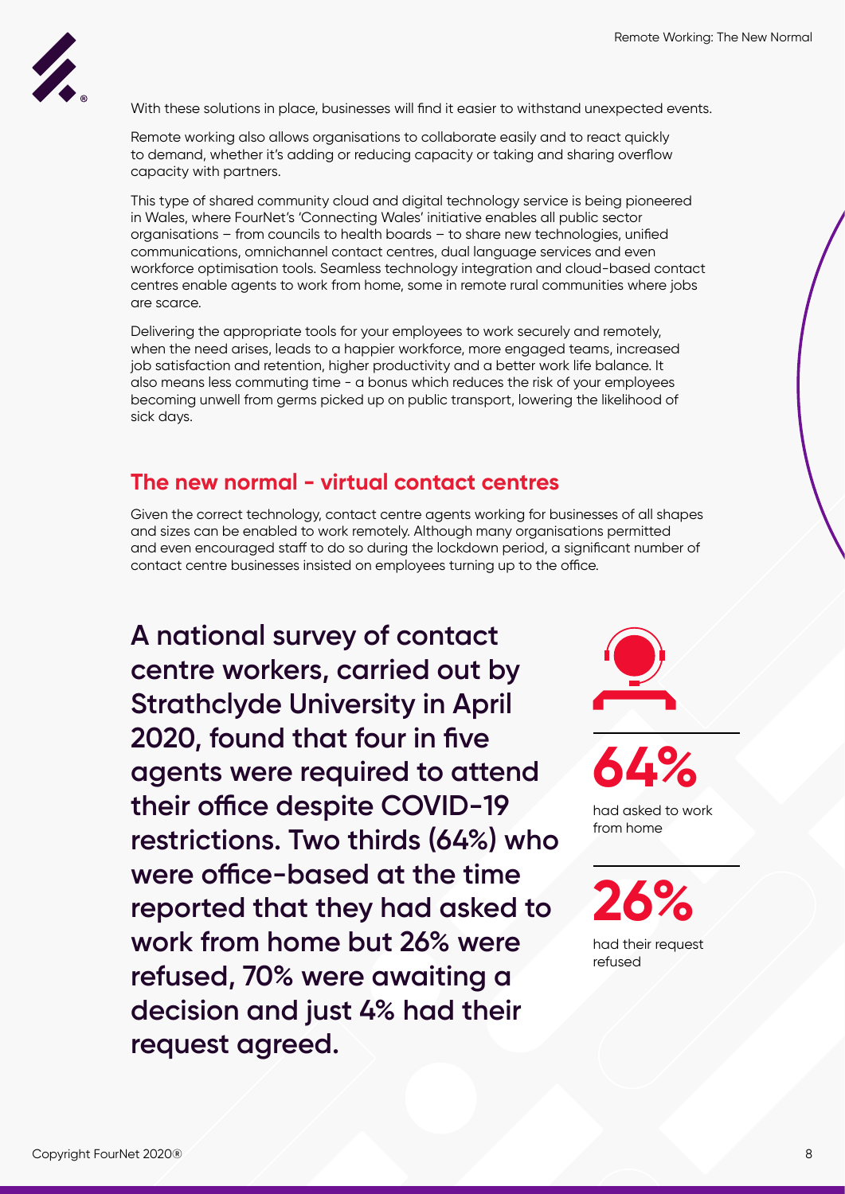With these solutions in place, businesses will find it easier to withstand unexpected events.

Remote working also allows organisations to collaborate easily and to react quickly to demand, whether it's adding or reducing capacity or taking and sharing overflow capacity with partners.

This type of shared community cloud and digital technology service is being pioneered in Wales, where FourNet's 'Connecting Wales' initiative enables all public sector organisations – from councils to health boards – to share new technologies, unified communications, omnichannel contact centres, dual language services and even workforce optimisation tools. Seamless technology integration and cloud-based contact centres enable agents to work from home, some in remote rural communities where jobs are scarce.

Delivering the appropriate tools for your employees to work securely and remotely, when the need arises, leads to a happier workforce, more engaged teams, increased job satisfaction and retention, higher productivity and a better work life balance. It also means less commuting time - a bonus which reduces the risk of your employees becoming unwell from germs picked up on public transport, lowering the likelihood of sick days.

## The new normal - virtual contact centres

Given the correct technology, contact centre agents working for businesses of all shapes and sizes can be enabled to work remotely. Although many organisations permitted and even encouraged staff to do so during the lockdown period, a significant number of contact centre businesses insisted on employees turning up to the office.

**A national survey of contact centre workers, carried out by Strathclyde University in April 2020, found that four in five agents were required to attend their office despite COVID-19 restrictions. Two thirds (64%) who were office-based at the time reported that they had asked to work from home but 26% were refused, 70% were awaiting a decision and just 4% had their request agreed.**

**64%**
had asked to work from home

**26%**
had their request refused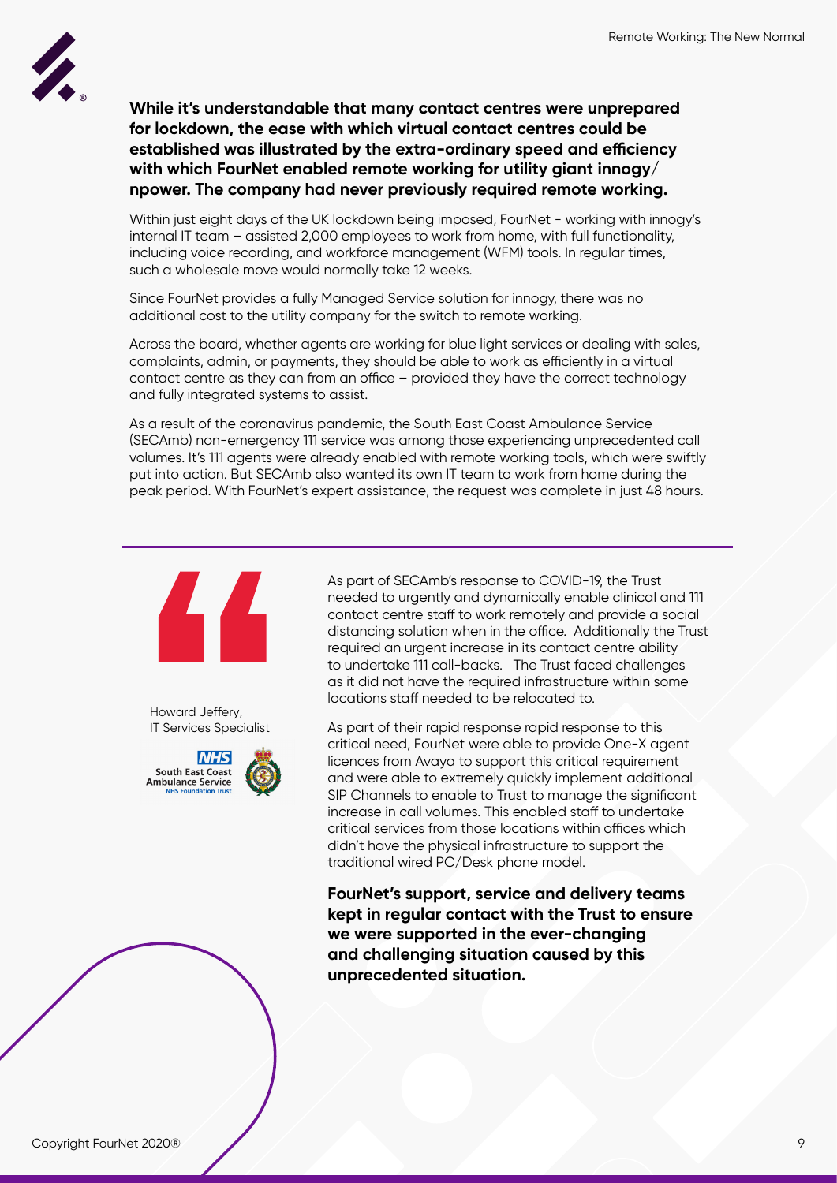**While it's understandable that many contact centres were unprepared for lockdown, the ease with which virtual contact centres could be established was illustrated by the extra-ordinary speed and efficiency with which FourNet enabled remote working for utility giant innogy/ npower. The company had never previously required remote working.**

Within just eight days of the UK lockdown being imposed, FourNet - working with innogy's internal IT team – assisted 2,000 employees to work from home, with full functionality, including voice recording, and workforce management (WFM) tools. In regular times, such a wholesale move would normally take 12 weeks.

Since FourNet provides a fully Managed Service solution for innogy, there was no additional cost to the utility company for the switch to remote working.

Across the board, whether agents are working for blue light services or dealing with sales, complaints, admin, or payments, they should be able to work as efficiently in a virtual contact centre as they can from an office – provided they have the correct technology and fully integrated systems to assist.

As a result of the coronavirus pandemic, the South East Coast Ambulance Service (SECAmb) non-emergency 111 service was among those experiencing unprecedented call volumes. It's 111 agents were already enabled with remote working tools, which were swiftly put into action. But SECAmb also wanted its own IT team to work from home during the peak period. With FourNet's expert assistance, the request was complete in just 48 hours.

---

As part of SECAmb's response to COVID-19, the Trust needed to urgently and dynamically enable clinical and 111 contact centre staff to work remotely and provide a social distancing solution when in the office. Additionally the Trust required an urgent increase in its contact centre ability to undertake 111 call-backs. The Trust faced challenges as it did not have the required infrastructure within some locations staff needed to be relocated to.

As part of their rapid response rapid response to this critical need, FourNet were able to provide One-X agent licences from Avaya to support this critical requirement and were able to extremely quickly implement additional SIP Channels to enable to Trust to manage the significant increase in call volumes. This enabled staff to undertake critical services from those locations within offices which didn't have the physical infrastructure to support the traditional wired PC/Desk phone model.

**FourNet's support, service and delivery teams kept in regular contact with the Trust to ensure we were supported in the ever-changing and challenging situation caused by this unprecedented situation.**

Howard Jeffery,
IT Services Specialist

NHS South East Coast Ambulance Service NHS Foundation Trust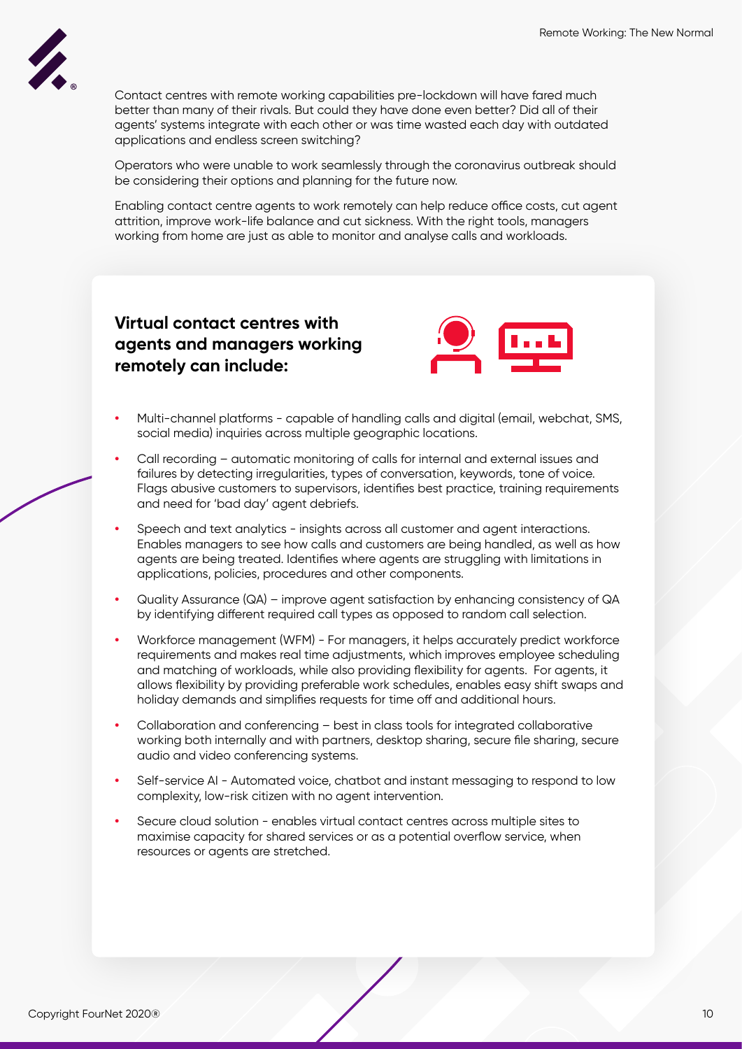Contact centres with remote working capabilities pre-lockdown will have fared much better than many of their rivals. But could they have done even better? Did all of their agents' systems integrate with each other or was time wasted each day with outdated applications and endless screen switching?

Operators who were unable to work seamlessly through the coronavirus outbreak should be considering their options and planning for the future now.

Enabling contact centre agents to work remotely can help reduce office costs, cut agent attrition, improve work-life balance and cut sickness. With the right tools, managers working from home are just as able to monitor and analyse calls and workloads.

## Virtual contact centres with agents and managers working remotely can include:

- Multi-channel platforms - capable of handling calls and digital (email, webchat, SMS, social media) inquiries across multiple geographic locations.
- Call recording – automatic monitoring of calls for internal and external issues and failures by detecting irregularities, types of conversation, keywords, tone of voice. Flags abusive customers to supervisors, identifies best practice, training requirements and need for 'bad day' agent debriefs.
- Speech and text analytics - insights across all customer and agent interactions. Enables managers to see how calls and customers are being handled, as well as how agents are being treated. Identifies where agents are struggling with limitations in applications, policies, procedures and other components.
- Quality Assurance (QA) – improve agent satisfaction by enhancing consistency of QA by identifying different required call types as opposed to random call selection.
- Workforce management (WFM) - For managers, it helps accurately predict workforce requirements and makes real time adjustments, which improves employee scheduling and matching of workloads, while also providing flexibility for agents. For agents, it allows flexibility by providing preferable work schedules, enables easy shift swaps and holiday demands and simplifies requests for time off and additional hours.
- Collaboration and conferencing – best in class tools for integrated collaborative working both internally and with partners, desktop sharing, secure file sharing, secure audio and video conferencing systems.
- Self-service AI - Automated voice, chatbot and instant messaging to respond to low complexity, low-risk citizen with no agent intervention.
- Secure cloud solution - enables virtual contact centres across multiple sites to maximise capacity for shared services or as a potential overflow service, when resources or agents are stretched.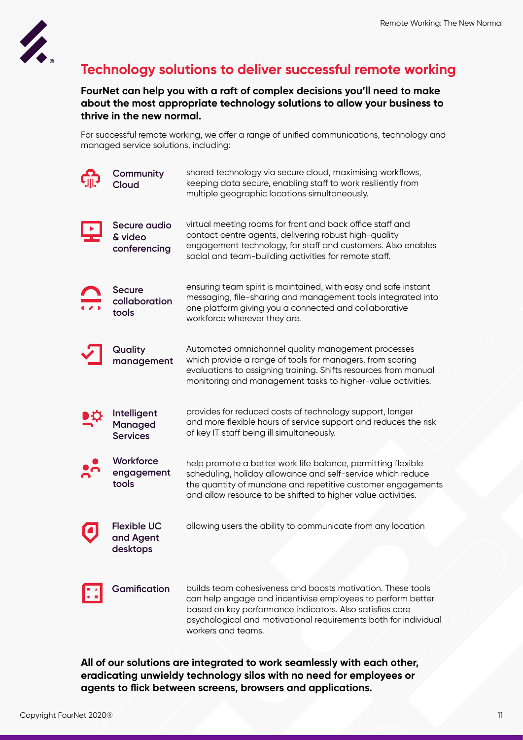## Technology solutions to deliver successful remote working

**FourNet can help you with a raft of complex decisions you'll need to make about the most appropriate technology solutions to allow your business to thrive in the new normal.**

For successful remote working, we offer a range of unified communications, technology and managed service solutions, including:

**Community Cloud** shared technology via secure cloud, maximising workflows, keeping data secure, enabling staff to work resiliently from multiple geographic locations simultaneously.

**Secure audio & video conferencing** virtual meeting rooms for front and back office staff and contact centre agents, delivering robust high-quality engagement technology, for staff and customers. Also enables social and team-building activities for remote staff.

**Secure collaboration tools** ensuring team spirit is maintained, with easy and safe instant messaging, file-sharing and management tools integrated into one platform giving you a connected and collaborative workforce wherever they are.

**Quality management** Automated omnichannel quality management processes which provide a range of tools for managers, from scoring evaluations to assigning training. Shifts resources from manual monitoring and management tasks to higher-value activities.

**Intelligent Managed Services** provides for reduced costs of technology support, longer and more flexible hours of service support and reduces the risk of key IT staff being ill simultaneously.

**Workforce engagement tools** help promote a better work life balance, permitting flexible scheduling, holiday allowance and self-service which reduce the quantity of mundane and repetitive customer engagements and allow resource to be shifted to higher value activities.

**Flexible UC and Agent desktops** allowing users the ability to communicate from any location

**Gamification** builds team cohesiveness and boosts motivation. These tools can help engage and incentivise employees to perform better based on key performance indicators. Also satisfies core psychological and motivational requirements both for individual workers and teams.

**All of our solutions are integrated to work seamlessly with each other, eradicating unwieldy technology silos with no need for employees or agents to flick between screens, browsers and applications.**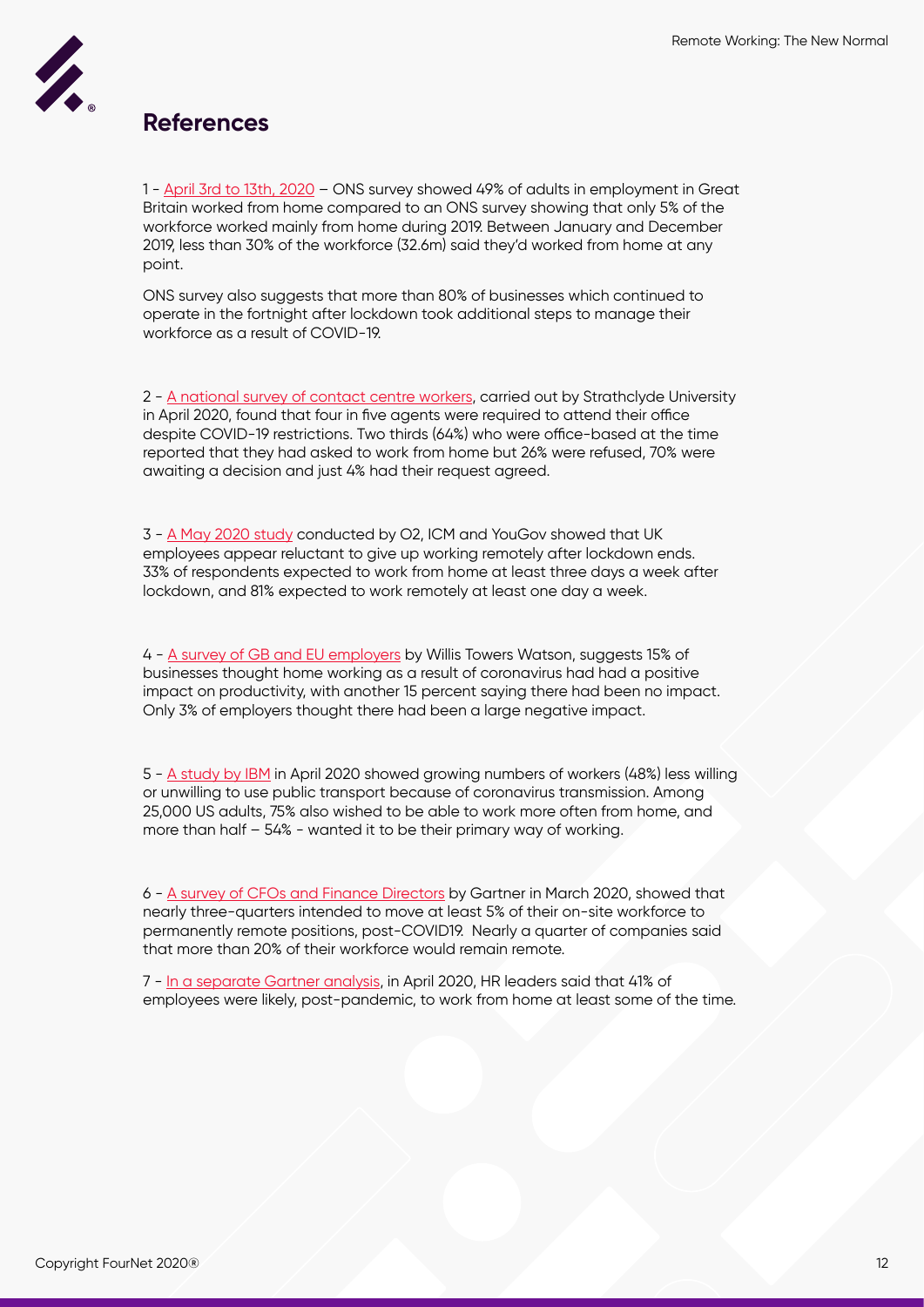## References

1 - April 3rd to 13th, 2020 – ONS survey showed 49% of adults in employment in Great Britain worked from home compared to an ONS survey showing that only 5% of the workforce worked mainly from home during 2019. Between January and December 2019, less than 30% of the workforce (32.6m) said they'd worked from home at any point.

ONS survey also suggests that more than 80% of businesses which continued to operate in the fortnight after lockdown took additional steps to manage their workforce as a result of COVID-19.

2 - A national survey of contact centre workers, carried out by Strathclyde University in April 2020, found that four in five agents were required to attend their office despite COVID-19 restrictions. Two thirds (64%) who were office-based at the time reported that they had asked to work from home but 26% were refused, 70% were awaiting a decision and just 4% had their request agreed.

3 - A May 2020 study conducted by O2, ICM and YouGov showed that UK employees appear reluctant to give up working remotely after lockdown ends. 33% of respondents expected to work from home at least three days a week after lockdown, and 81% expected to work remotely at least one day a week.

4 - A survey of GB and EU employers by Willis Towers Watson, suggests 15% of businesses thought home working as a result of coronavirus had had a positive impact on productivity, with another 15 percent saying there had been no impact. Only 3% of employers thought there had been a large negative impact.

5 - A study by IBM in April 2020 showed growing numbers of workers (48%) less willing or unwilling to use public transport because of coronavirus transmission. Among 25,000 US adults, 75% also wished to be able to work more often from home, and more than half – 54% - wanted it to be their primary way of working.

6 - A survey of CFOs and Finance Directors by Gartner in March 2020, showed that nearly three-quarters intended to move at least 5% of their on-site workforce to permanently remote positions, post-COVID19. Nearly a quarter of companies said that more than 20% of their workforce would remain remote.

7 - In a separate Gartner analysis, in April 2020, HR leaders said that 41% of employees were likely, post-pandemic, to work from home at least some of the time.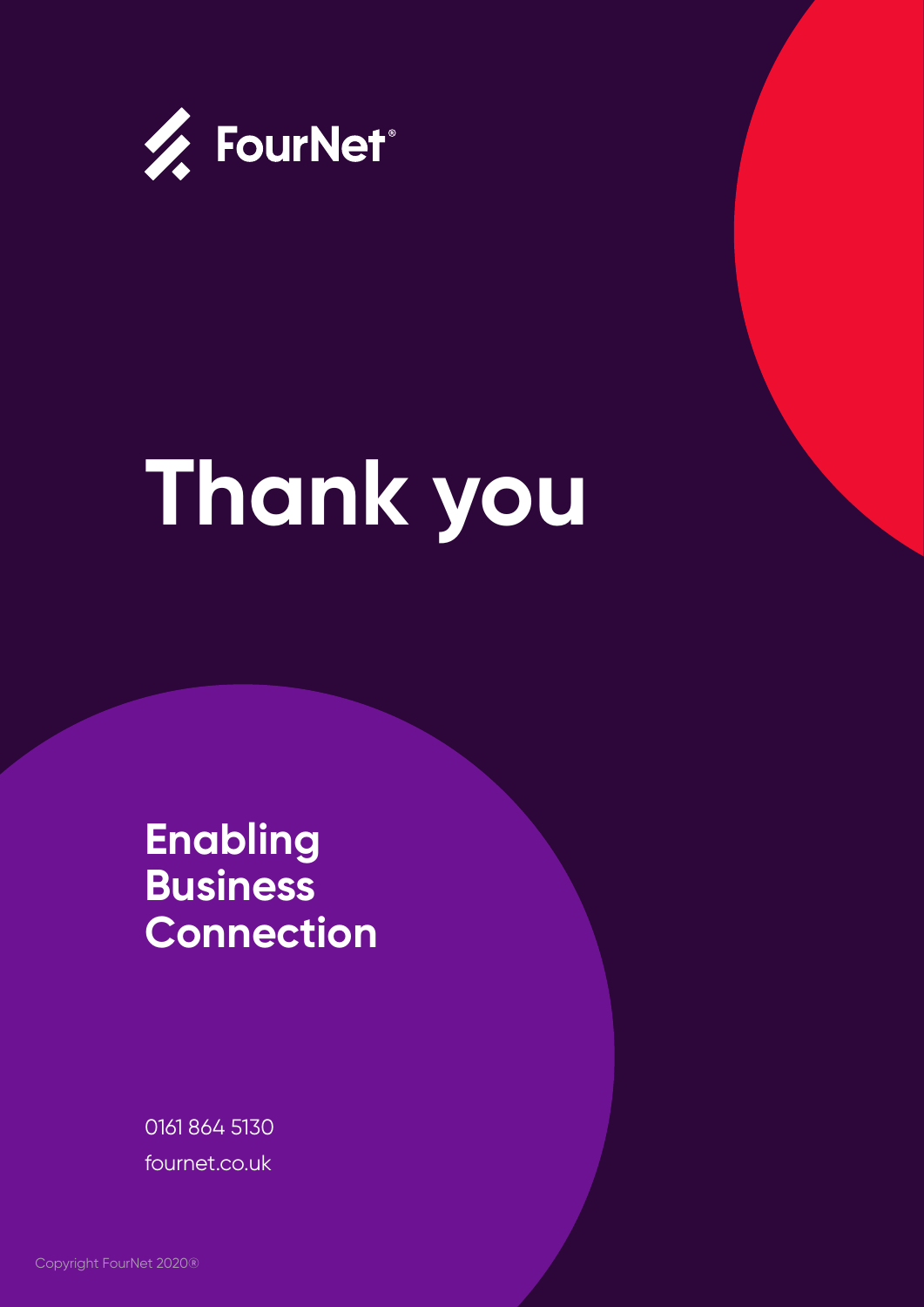FourNet®

# Thank you

## Enabling Business Connection

0161 864 5130

fournet.co.uk

Copyright FourNet 2020®